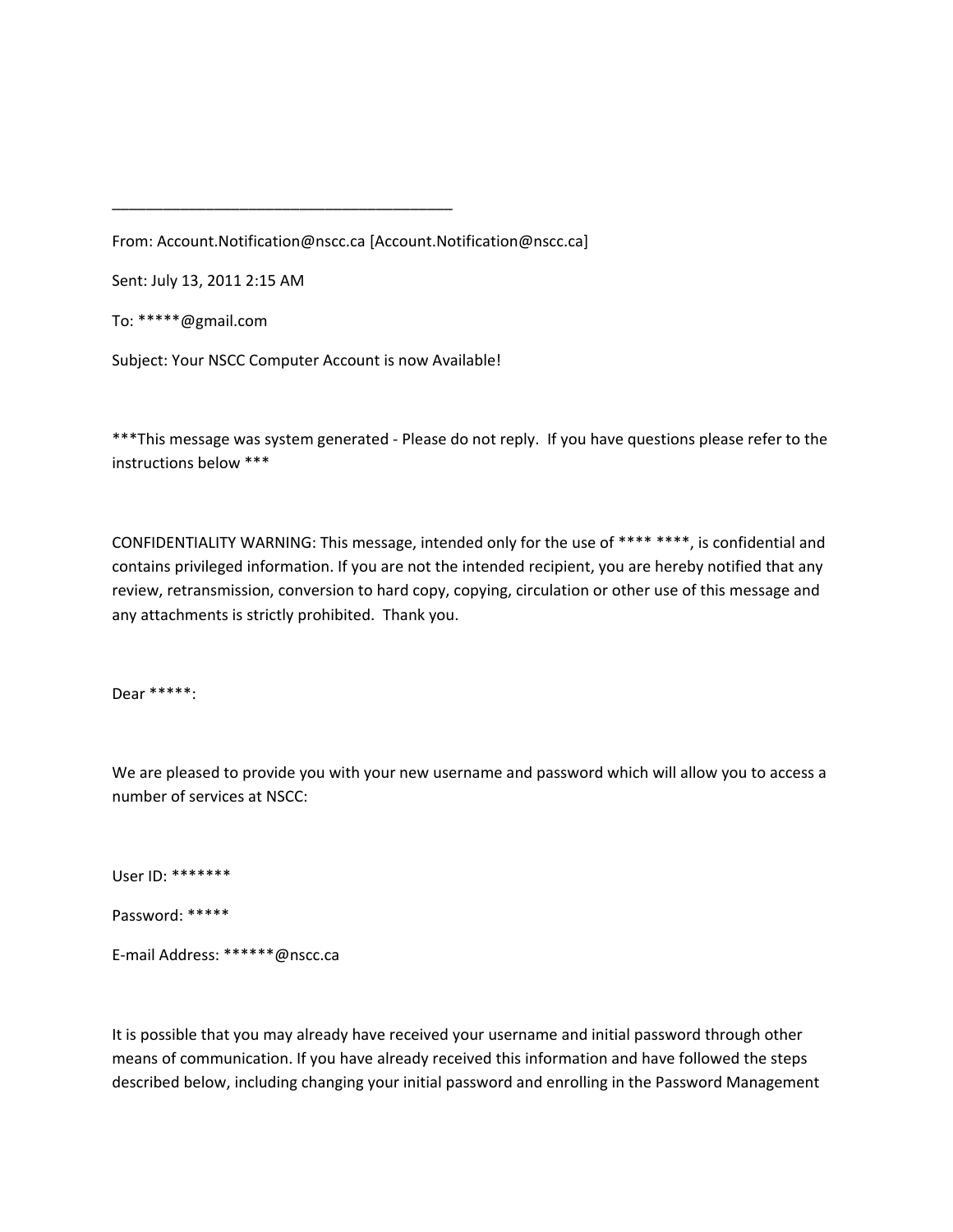________________________________________

From: Account.Notification@nscc.ca [Account.Notification@nscc.ca]

Sent: July 13, 2011 2:15 AM

To: *****@gmail.com

Subject: Your NSCC Computer Account is now Available!

***This message was system generated - Please do not reply.  If you have questions please refer to the instructions below ***

CONFIDENTIALITY WARNING: This message, intended only for the use of **** ****, is confidential and contains privileged information. If you are not the intended recipient, you are hereby notified that any review, retransmission, conversion to hard copy, copying, circulation or other use of this message and any attachments is strictly prohibited.  Thank you.

Dear *****:

We are pleased to provide you with your new username and password which will allow you to access a number of services at NSCC:

User ID: *******

Password: *****

E-mail Address: ******@nscc.ca

It is possible that you may already have received your username and initial password through other means of communication. If you have already received this information and have followed the steps described below, including changing your initial password and enrolling in the Password Management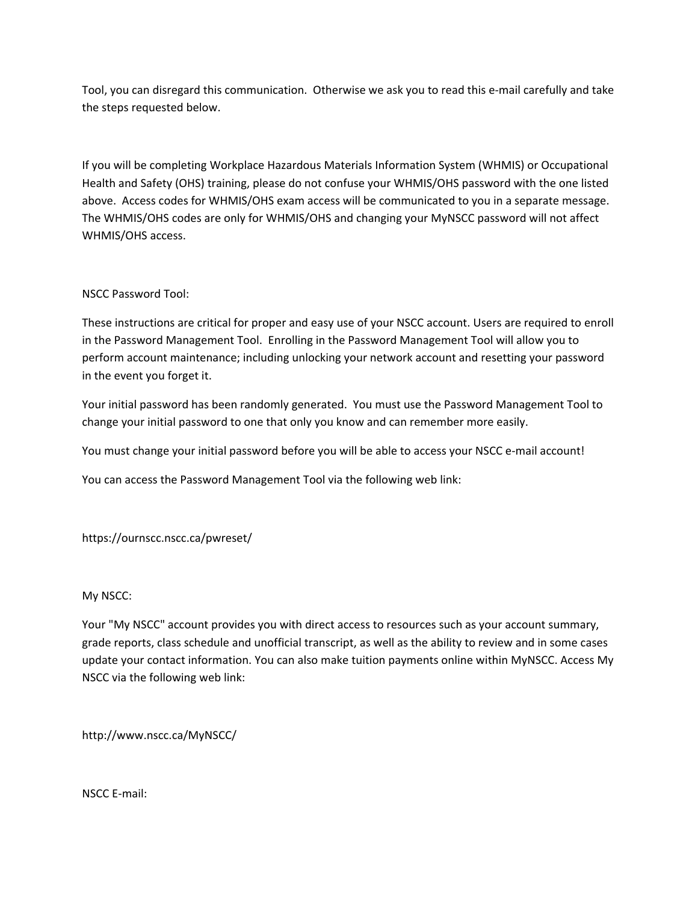Tool, you can disregard this communication.  Otherwise we ask you to read this e-mail carefully and take the steps requested below.

If you will be completing Workplace Hazardous Materials Information System (WHMIS) or Occupational Health and Safety (OHS) training, please do not confuse your WHMIS/OHS password with the one listed above.  Access codes for WHMIS/OHS exam access will be communicated to you in a separate message. The WHMIS/OHS codes are only for WHMIS/OHS and changing your MyNSCC password will not affect WHMIS/OHS access.

NSCC Password Tool:

These instructions are critical for proper and easy use of your NSCC account. Users are required to enroll in the Password Management Tool.  Enrolling in the Password Management Tool will allow you to perform account maintenance; including unlocking your network account and resetting your password in the event you forget it.

Your initial password has been randomly generated.  You must use the Password Management Tool to change your initial password to one that only you know and can remember more easily.

You must change your initial password before you will be able to access your NSCC e-mail account!

You can access the Password Management Tool via the following web link:

https://ournscc.nscc.ca/pwreset/

My NSCC:

Your "My NSCC" account provides you with direct access to resources such as your account summary, grade reports, class schedule and unofficial transcript, as well as the ability to review and in some cases update your contact information. You can also make tuition payments online within MyNSCC. Access My NSCC via the following web link:

http://www.nscc.ca/MyNSCC/

NSCC E-mail: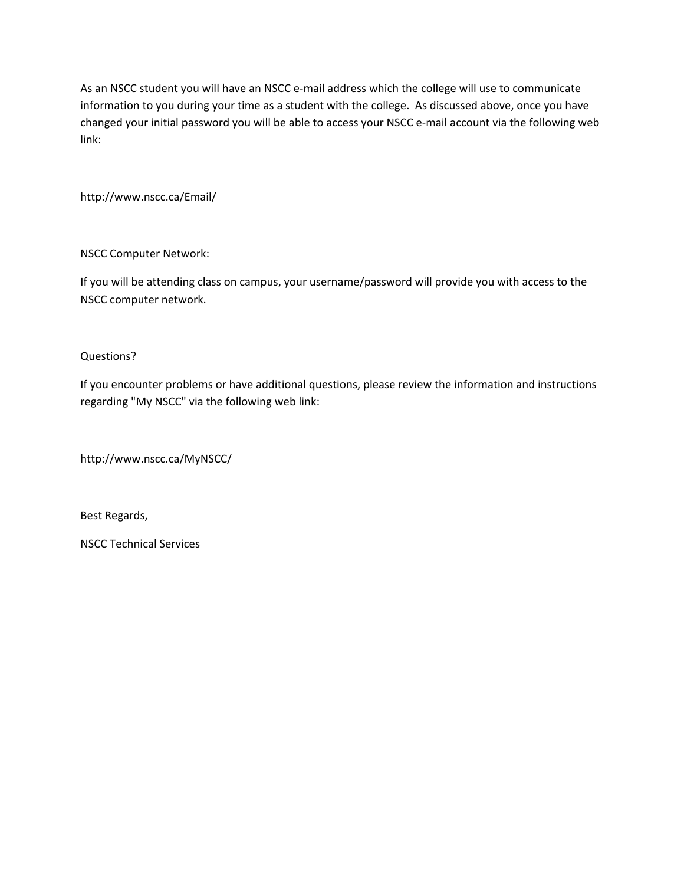As an NSCC student you will have an NSCC e-mail address which the college will use to communicate information to you during your time as a student with the college.  As discussed above, once you have changed your initial password you will be able to access your NSCC e-mail account via the following web link:

http://www.nscc.ca/Email/

NSCC Computer Network:

If you will be attending class on campus, your username/password will provide you with access to the NSCC computer network.

Questions?

If you encounter problems or have additional questions, please review the information and instructions regarding "My NSCC" via the following web link:

http://www.nscc.ca/MyNSCC/

Best Regards,

NSCC Technical Services